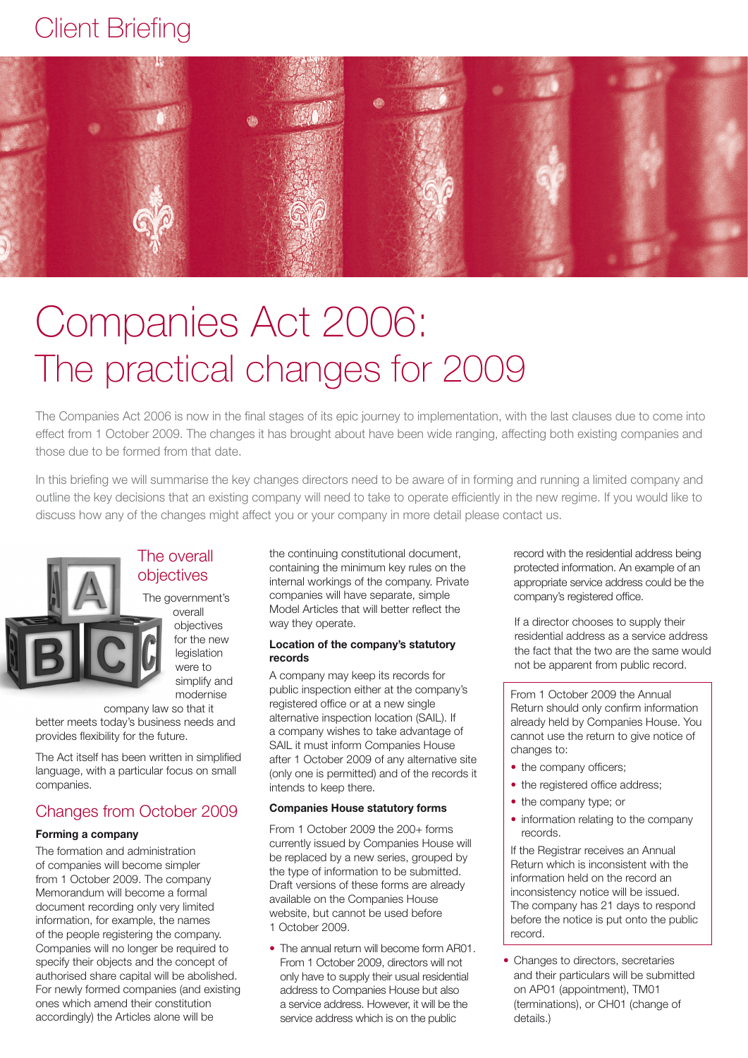# Client Briefing

# Companies Act 2006: The practical changes for 2009

The Companies Act 2006 is now in the final stages of its epic journey to implementation, with the last clauses due to come into effect from 1 October 2009. The changes it has brought about have been wide ranging, affecting both existing companies and those due to be formed from that date.

In this briefing we will summarise the key changes directors need to be aware of in forming and running a limited company and outline the key decisions that an existing company will need to take to operate efficiently in the new regime. If you would like to discuss how any of the changes might affect you or your company in more detail please contact us.

## The overall objectives

The government's overall objectives for the new legislation were to simplify and modernise company law so that it better meets today's business needs and provides flexibility for the future.

The Act itself has been written in simplified language, with a particular focus on small companies.

## Changes from October 2009

**Forming a company**

The formation and administration of companies will become simpler from 1 October 2009. The company Memorandum will become a formal document recording only very limited information, for example, the names of the people registering the company. Companies will no longer be required to specify their objects and the concept of authorised share capital will be abolished. For newly formed companies (and existing ones which amend their constitution accordingly) the Articles alone will be the continuing constitutional document, containing the minimum key rules on the internal workings of the company. Private companies will have separate, simple Model Articles that will better reflect the way they operate.

**Location of the company's statutory records**

A company may keep its records for public inspection either at the company's registered office or at a new single alternative inspection location (SAIL). If a company wishes to take advantage of SAIL it must inform Companies House after 1 October 2009 of any alternative site (only one is permitted) and of the records it intends to keep there.

**Companies House statutory forms**

From 1 October 2009 the 200+ forms currently issued by Companies House will be replaced by a new series, grouped by the type of information to be submitted. Draft versions of these forms are already available on the Companies House website, but cannot be used before 1 October 2009.

- The annual return will become form AR01. From 1 October 2009, directors will not only have to supply their usual residential address to Companies House but also a service address. However, it will be the service address which is on the public record with the residential address being protected information. An example of an appropriate service address could be the company's registered office.

  If a director chooses to supply their residential address as a service address the fact that the two are the same would not be apparent from public record.

From 1 October 2009 the Annual Return should only confirm information already held by Companies House. You cannot use the return to give notice of changes to:

- the company officers;
- the registered office address;
- the company type; or
- information relating to the company records.

If the Registrar receives an Annual Return which is inconsistent with the information held on the record an inconsistency notice will be issued. The company has 21 days to respond before the notice is put onto the public record.

- Changes to directors, secretaries and their particulars will be submitted on AP01 (appointment), TM01 (terminations), or CH01 (change of details.)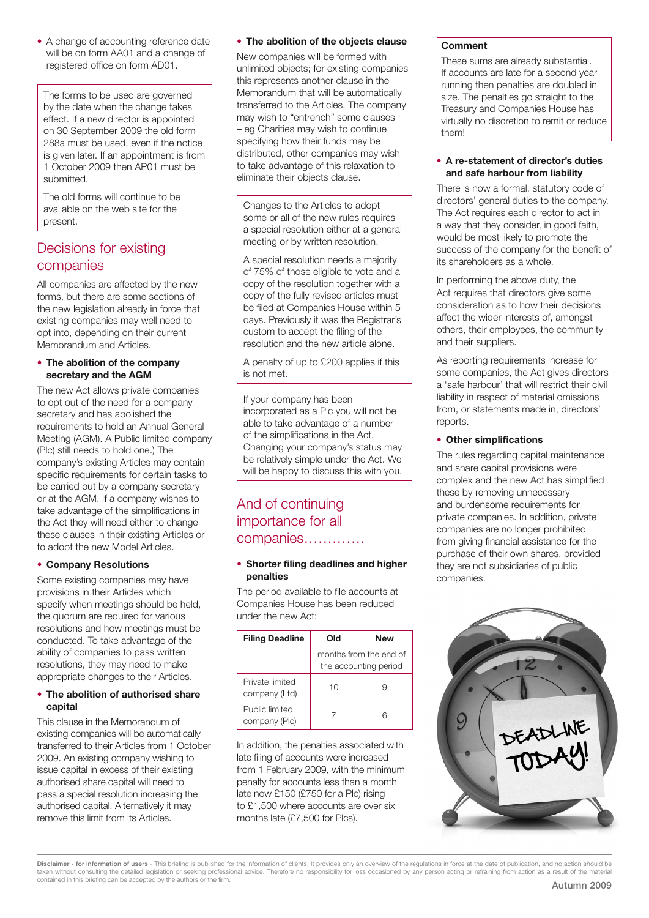- A change of accounting reference date will be on form AA01 and a change of registered office on form AD01.

The forms to be used are governed by the date when the change takes effect. If a new director is appointed on 30 September 2009 the old form 288a must be used, even if the notice is given later. If an appointment is from 1 October 2009 then AP01 must be submitted.

The old forms will continue to be available on the web site for the present.

## Decisions for existing companies

All companies are affected by the new forms, but there are some sections of the new legislation already in force that existing companies may well need to opt into, depending on their current Memorandum and Articles.

- **The abolition of the company secretary and the AGM**

The new Act allows private companies to opt out of the need for a company secretary and has abolished the requirements to hold an Annual General Meeting (AGM). A Public limited company (Plc) still needs to hold one.) The company's existing Articles may contain specific requirements for certain tasks to be carried out by a company secretary or at the AGM. If a company wishes to take advantage of the simplifications in the Act they will need either to change these clauses in their existing Articles or to adopt the new Model Articles.

- **Company Resolutions**

Some existing companies may have provisions in their Articles which specify when meetings should be held, the quorum are required for various resolutions and how meetings must be conducted. To take advantage of the ability of companies to pass written resolutions, they may need to make appropriate changes to their Articles.

- **The abolition of authorised share capital**

This clause in the Memorandum of existing companies will be automatically transferred to their Articles from 1 October 2009. An existing company wishing to issue capital in excess of their existing authorised share capital will need to pass a special resolution increasing the authorised capital. Alternatively it may remove this limit from its Articles.

- **The abolition of the objects clause**

New companies will be formed with unlimited objects; for existing companies this represents another clause in the Memorandum that will be automatically transferred to the Articles. The company may wish to "entrench" some clauses – eg Charities may wish to continue specifying how their funds may be distributed, other companies may wish to take advantage of this relaxation to eliminate their objects clause.

Changes to the Articles to adopt some or all of the new rules requires a special resolution either at a general meeting or by written resolution.

A special resolution needs a majority of 75% of those eligible to vote and a copy of the resolution together with a copy of the fully revised articles must be filed at Companies House within 5 days. Previously it was the Registrar's custom to accept the filing of the resolution and the new article alone.

A penalty of up to £200 applies if this is not met.

If your company has been incorporated as a Plc you will not be able to take advantage of a number of the simplifications in the Act. Changing your company's status may be relatively simple under the Act. We will be happy to discuss this with you.

## And of continuing importance for all companies.............

- **Shorter filing deadlines and higher penalties**

The period available to file accounts at Companies House has been reduced under the new Act:

| Filing Deadline | Old | New |
|---|---|---|
| | months from the end of the accounting period | |
| Private limited company (Ltd) | 10 | 9 |
| Public limited company (Plc) | 7 | 6 |

In addition, the penalties associated with late filing of accounts were increased from 1 February 2009, with the minimum penalty for accounts less than a month late now £150 (£750 for a Plc) rising to £1,500 where accounts are over six months late (£7,500 for Plcs).

**Comment**

These sums are already substantial. If accounts are late for a second year running then penalties are doubled in size. The penalties go straight to the Treasury and Companies House has virtually no discretion to remit or reduce them!

- **A re-statement of director's duties and safe harbour from liability**

There is now a formal, statutory code of directors' general duties to the company. The Act requires each director to act in a way that they consider, in good faith, would be most likely to promote the success of the company for the benefit of its shareholders as a whole.

In performing the above duty, the Act requires that directors give some consideration as to how their decisions affect the wider interests of, amongst others, their employees, the community and their suppliers.

As reporting requirements increase for some companies, the Act gives directors a 'safe harbour' that will restrict their civil liability in respect of material omissions from, or statements made in, directors' reports.

- **Other simplifications**

The rules regarding capital maintenance and share capital provisions were complex and the new Act has simplified these by removing unnecessary and burdensome requirements for private companies. In addition, private companies are no longer prohibited from giving financial assistance for the purchase of their own shares, provided they are not subsidiaries of public companies.

**Disclaimer - for information of users** - This briefing is published for the information of clients. It provides only an overview of the regulations in force at the date of publication, and no action should be taken without consulting the detailed legislation or seeking professional advice. Therefore no responsibility for loss occasioned by any person acting or refraining from action as a result of the material contained in this briefing can be accepted by the authors or the firm.

Autumn 2009